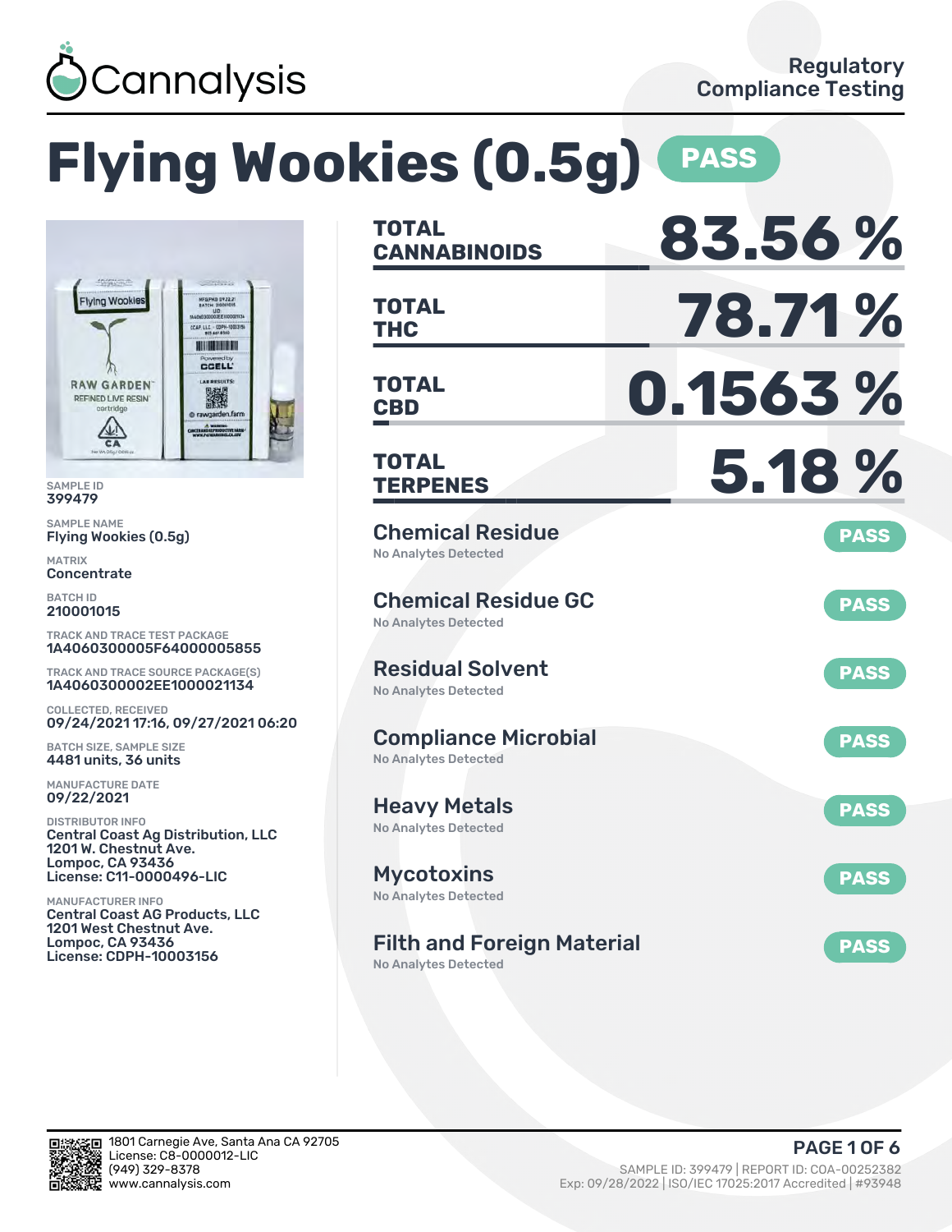Cannalysis

Regulatory Compliance Testing

# Flying Wookies (0.5g) PASS

SAMPLE ID
399479

SAMPLE NAME
Flying Wookies (0.5g)

MATRIX
Concentrate

BATCH ID
210001015

TRACK AND TRACE TEST PACKAGE
1A4060300005F64000005855

TRACK AND TRACE SOURCE PACKAGE(S)
1A4060300002EE1000021134

COLLECTED, RECEIVED
09/24/2021 17:16, 09/27/2021 06:20

BATCH SIZE, SAMPLE SIZE
4481 units, 36 units

MANUFACTURE DATE
09/22/2021

DISTRIBUTOR INFO
Central Coast Ag Distribution, LLC
1201 W. Chestnut Ave.
Lompoc, CA 93436
License: C11-0000496-LIC

MANUFACTURER INFO
Central Coast AG Products, LLC
1201 West Chestnut Ave.
Lompoc, CA 93436
License: CDPH-10003156

| | |
|---|---|
| **TOTAL CANNABINOIDS** | **83.56 %** |
| **TOTAL THC** | **78.71 %** |
| **TOTAL CBD** | **0.1563 %** |
| **TOTAL TERPENES** | **5.18 %** |

| Test | Result | Status |
|---|---|---|
| Chemical Residue | No Analytes Detected | PASS |
| Chemical Residue GC | No Analytes Detected | PASS |
| Residual Solvent | No Analytes Detected | PASS |
| Compliance Microbial | No Analytes Detected | PASS |
| Heavy Metals | No Analytes Detected | PASS |
| Mycotoxins | No Analytes Detected | PASS |
| Filth and Foreign Material | No Analytes Detected | PASS |

1801 Carnegie Ave, Santa Ana CA 92705
License: C8-0000012-LIC
(949) 329-8378
www.cannalysis.com

SAMPLE ID: 399479 | REPORT ID: COA-00252382
Exp: 09/28/2022 | ISO/IEC 17025:2017 Accredited | #93948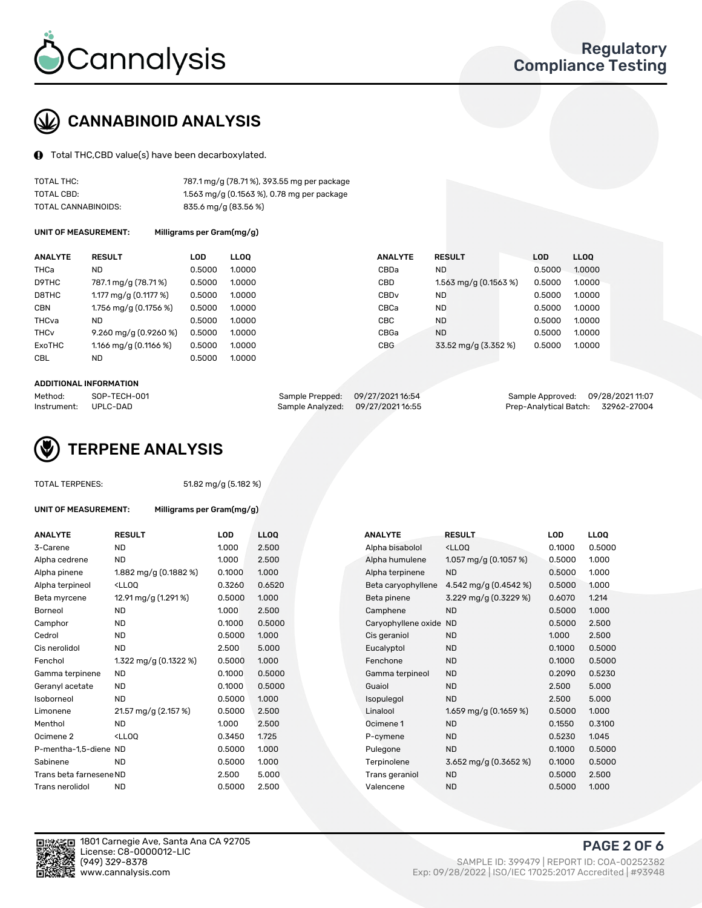# CANNABINOID ANALYSIS

Total THC,CBD value(s) have been decarboxylated.

| | |
|---|---|
| TOTAL THC: | 787.1 mg/g (78.71 %), 393.55 mg per package |
| TOTAL CBD: | 1.563 mg/g (0.1563 %), 0.78 mg per package |
| TOTAL CANNABINOIDS: | 835.6 mg/g (83.56 %) |

**UNIT OF MEASUREMENT:** Milligrams per Gram(mg/g)

| ANALYTE | RESULT | LOD | LLOQ |
|---|---|---|---|
| THCa | ND | 0.5000 | 1.0000 |
| D9THC | 787.1 mg/g (78.71 %) | 0.5000 | 1.0000 |
| D8THC | 1.177 mg/g (0.1177 %) | 0.5000 | 1.0000 |
| CBN | 1.756 mg/g (0.1756 %) | 0.5000 | 1.0000 |
| THCva | ND | 0.5000 | 1.0000 |
| THCv | 9.260 mg/g (0.9260 %) | 0.5000 | 1.0000 |
| ExoTHC | 1.166 mg/g (0.1166 %) | 0.5000 | 1.0000 |
| CBL | ND | 0.5000 | 1.0000 |
| CBDa | ND | 0.5000 | 1.0000 |
| CBD | 1.563 mg/g (0.1563 %) | 0.5000 | 1.0000 |
| CBDv | ND | 0.5000 | 1.0000 |
| CBCa | ND | 0.5000 | 1.0000 |
| CBC | ND | 0.5000 | 1.0000 |
| CBGa | ND | 0.5000 | 1.0000 |
| CBG | 33.52 mg/g (3.352 %) | 0.5000 | 1.0000 |

**ADDITIONAL INFORMATION**

| | | | | | |
|---|---|---|---|---|---|
| Method: | SOP-TECH-001 | Sample Prepped: | 09/27/2021 16:54 | Sample Approved: | 09/28/2021 11:07 |
| Instrument: | UPLC-DAD | Sample Analyzed: | 09/27/2021 16:55 | Prep-Analytical Batch: | 32962-27004 |

# TERPENE ANALYSIS

TOTAL TERPENES: 51.82 mg/g (5.182 %)

**UNIT OF MEASUREMENT:** Milligrams per Gram(mg/g)

| ANALYTE | RESULT | LOD | LLOQ |
|---|---|---|---|
| 3-Carene | ND | 1.000 | 2.500 |
| Alpha cedrene | ND | 1.000 | 2.500 |
| Alpha pinene | 1.882 mg/g (0.1882 %) | 0.1000 | 1.000 |
| Alpha terpineol | <LLOQ | 0.3260 | 0.6520 |
| Beta myrcene | 12.91 mg/g (1.291 %) | 0.5000 | 1.000 |
| Borneol | ND | 1.000 | 2.500 |
| Camphor | ND | 0.1000 | 0.5000 |
| Cedrol | ND | 0.5000 | 1.000 |
| Cis nerolidol | ND | 2.500 | 5.000 |
| Fenchol | 1.322 mg/g (0.1322 %) | 0.5000 | 1.000 |
| Gamma terpinene | ND | 0.1000 | 0.5000 |
| Geranyl acetate | ND | 0.1000 | 0.5000 |
| Isoborneol | ND | 0.5000 | 1.000 |
| Limonene | 21.57 mg/g (2.157 %) | 0.5000 | 2.500 |
| Menthol | ND | 1.000 | 2.500 |
| Ocimene 2 | <LLOQ | 0.3450 | 1.725 |
| P-mentha-1,5-diene | ND | 0.5000 | 1.000 |
| Sabinene | ND | 0.5000 | 1.000 |
| Trans beta farnesene | ND | 2.500 | 5.000 |
| Trans nerolidol | ND | 0.5000 | 2.500 |
| Alpha bisabolol | <LLOQ | 0.1000 | 0.5000 |
| Alpha humulene | 1.057 mg/g (0.1057 %) | 0.5000 | 1.000 |
| Alpha terpinene | ND | 0.5000 | 1.000 |
| Beta caryophyllene | 4.542 mg/g (0.4542 %) | 0.5000 | 1.000 |
| Beta pinene | 3.229 mg/g (0.3229 %) | 0.6070 | 1.214 |
| Camphene | ND | 0.5000 | 1.000 |
| Caryophyllene oxide | ND | 0.5000 | 2.500 |
| Cis geraniol | ND | 1.000 | 2.500 |
| Eucalyptol | ND | 0.1000 | 0.5000 |
| Fenchone | ND | 0.1000 | 0.5000 |
| Gamma terpineol | ND | 0.2090 | 0.5230 |
| Guaiol | ND | 2.500 | 5.000 |
| Isopulegol | ND | 2.500 | 5.000 |
| Linalool | 1.659 mg/g (0.1659 %) | 0.5000 | 1.000 |
| Ocimene 1 | ND | 0.1550 | 0.3100 |
| P-cymene | ND | 0.5230 | 1.045 |
| Pulegone | ND | 0.1000 | 0.5000 |
| Terpinolene | 3.652 mg/g (0.3652 %) | 0.1000 | 0.5000 |
| Trans geraniol | ND | 0.5000 | 2.500 |
| Valencene | ND | 0.5000 | 1.000 |

1801 Carnegie Ave, Santa Ana CA 92705
License: C8-0000012-LIC
(949) 329-8378
www.cannalysis.com

SAMPLE ID: 399479 | REPORT ID: COA-00252382
Exp: 09/28/2022 | ISO/IEC 17025:2017 Accredited | #93948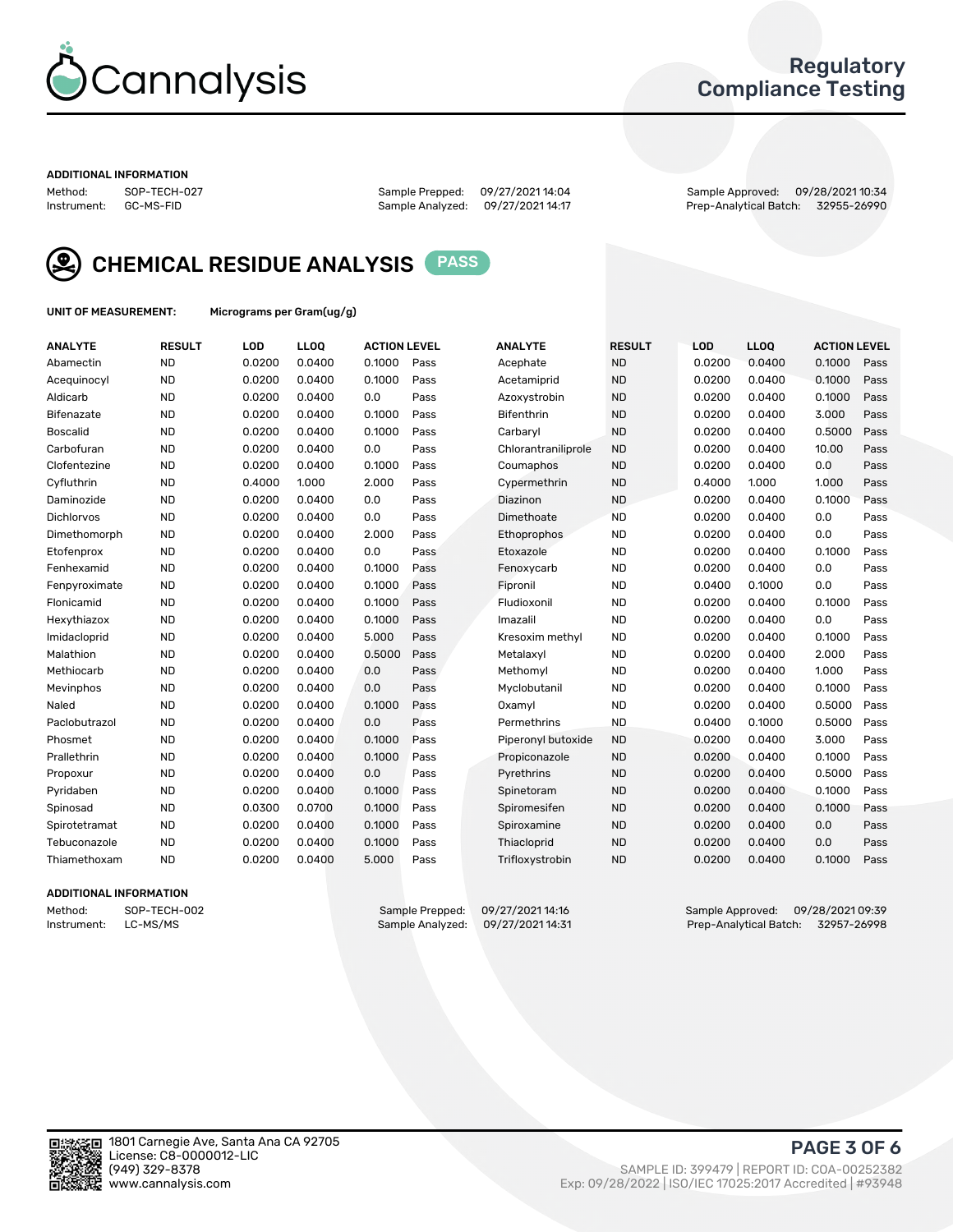# Cannalysis

## Regulatory Compliance Testing

**ADDITIONAL INFORMATION**

Method: SOP-TECH-027 | Sample Prepped: 09/27/2021 14:04 | Sample Approved: 09/28/2021 10:34
Instrument: GC-MS-FID | Sample Analyzed: 09/27/2021 14:17 | Prep-Analytical Batch: 32955-26990

## CHEMICAL RESIDUE ANALYSIS PASS

**UNIT OF MEASUREMENT:** Micrograms per Gram(ug/g)

| ANALYTE | RESULT | LOD | LLOQ | ACTION LEVEL | | ANALYTE | RESULT | LOD | LLOQ | ACTION LEVEL | |
|---|---|---|---|---|---|---|---|---|---|---|---|
| Abamectin | ND | 0.0200 | 0.0400 | 0.1000 | Pass | Acephate | ND | 0.0200 | 0.0400 | 0.1000 | Pass |
| Acequinocyl | ND | 0.0200 | 0.0400 | 0.1000 | Pass | Acetamiprid | ND | 0.0200 | 0.0400 | 0.1000 | Pass |
| Aldicarb | ND | 0.0200 | 0.0400 | 0.0 | Pass | Azoxystrobin | ND | 0.0200 | 0.0400 | 0.1000 | Pass |
| Bifenazate | ND | 0.0200 | 0.0400 | 0.1000 | Pass | Bifenthrin | ND | 0.0200 | 0.0400 | 3.000 | Pass |
| Boscalid | ND | 0.0200 | 0.0400 | 0.1000 | Pass | Carbaryl | ND | 0.0200 | 0.0400 | 0.5000 | Pass |
| Carbofuran | ND | 0.0200 | 0.0400 | 0.0 | Pass | Chlorantraniliprole | ND | 0.0200 | 0.0400 | 10.00 | Pass |
| Clofentezine | ND | 0.0200 | 0.0400 | 0.1000 | Pass | Coumaphos | ND | 0.0200 | 0.0400 | 0.0 | Pass |
| Cyfluthrin | ND | 0.4000 | 1.000 | 2.000 | Pass | Cypermethrin | ND | 0.4000 | 1.000 | 1.000 | Pass |
| Daminozide | ND | 0.0200 | 0.0400 | 0.0 | Pass | Diazinon | ND | 0.0200 | 0.0400 | 0.1000 | Pass |
| Dichlorvos | ND | 0.0200 | 0.0400 | 0.0 | Pass | Dimethoate | ND | 0.0200 | 0.0400 | 0.0 | Pass |
| Dimethomorph | ND | 0.0200 | 0.0400 | 2.000 | Pass | Ethoprophos | ND | 0.0200 | 0.0400 | 0.0 | Pass |
| Etofenprox | ND | 0.0200 | 0.0400 | 0.0 | Pass | Etoxazole | ND | 0.0200 | 0.0400 | 0.1000 | Pass |
| Fenhexamid | ND | 0.0200 | 0.0400 | 0.1000 | Pass | Fenoxycarb | ND | 0.0200 | 0.0400 | 0.0 | Pass |
| Fenpyroximate | ND | 0.0200 | 0.0400 | 0.1000 | Pass | Fipronil | ND | 0.0400 | 0.1000 | 0.0 | Pass |
| Flonicamid | ND | 0.0200 | 0.0400 | 0.1000 | Pass | Fludioxonil | ND | 0.0200 | 0.0400 | 0.1000 | Pass |
| Hexythiazox | ND | 0.0200 | 0.0400 | 0.1000 | Pass | Imazalil | ND | 0.0200 | 0.0400 | 0.0 | Pass |
| Imidacloprid | ND | 0.0200 | 0.0400 | 5.000 | Pass | Kresoxim methyl | ND | 0.0200 | 0.0400 | 0.1000 | Pass |
| Malathion | ND | 0.0200 | 0.0400 | 0.5000 | Pass | Metalaxyl | ND | 0.0200 | 0.0400 | 2.000 | Pass |
| Methiocarb | ND | 0.0200 | 0.0400 | 0.0 | Pass | Methomyl | ND | 0.0200 | 0.0400 | 1.000 | Pass |
| Mevinphos | ND | 0.0200 | 0.0400 | 0.0 | Pass | Myclobutanil | ND | 0.0200 | 0.0400 | 0.1000 | Pass |
| Naled | ND | 0.0200 | 0.0400 | 0.1000 | Pass | Oxamyl | ND | 0.0200 | 0.0400 | 0.5000 | Pass |
| Paclobutrazol | ND | 0.0200 | 0.0400 | 0.0 | Pass | Permethrins | ND | 0.0400 | 0.1000 | 0.5000 | Pass |
| Phosmet | ND | 0.0200 | 0.0400 | 0.1000 | Pass | Piperonyl butoxide | ND | 0.0200 | 0.0400 | 3.000 | Pass |
| Prallethrin | ND | 0.0200 | 0.0400 | 0.1000 | Pass | Propiconazole | ND | 0.0200 | 0.0400 | 0.1000 | Pass |
| Propoxur | ND | 0.0200 | 0.0400 | 0.0 | Pass | Pyrethrins | ND | 0.0200 | 0.0400 | 0.5000 | Pass |
| Pyridaben | ND | 0.0200 | 0.0400 | 0.1000 | Pass | Spinetoram | ND | 0.0200 | 0.0400 | 0.1000 | Pass |
| Spinosad | ND | 0.0300 | 0.0700 | 0.1000 | Pass | Spiromesifen | ND | 0.0200 | 0.0400 | 0.1000 | Pass |
| Spirotetramat | ND | 0.0200 | 0.0400 | 0.1000 | Pass | Spiroxamine | ND | 0.0200 | 0.0400 | 0.0 | Pass |
| Tebuconazole | ND | 0.0200 | 0.0400 | 0.1000 | Pass | Thiacloprid | ND | 0.0200 | 0.0400 | 0.0 | Pass |
| Thiamethoxam | ND | 0.0200 | 0.0400 | 5.000 | Pass | Trifloxystrobin | ND | 0.0200 | 0.0400 | 0.1000 | Pass |

**ADDITIONAL INFORMATION**

Method: SOP-TECH-002 | Sample Prepped: 09/27/2021 14:16 | Sample Approved: 09/28/2021 09:39
Instrument: LC-MS/MS | Sample Analyzed: 09/27/2021 14:31 | Prep-Analytical Batch: 32957-26998

1801 Carnegie Ave, Santa Ana CA 92705
License: C8-0000012-LIC
(949) 329-8378
www.cannalysis.com

SAMPLE ID: 399479 | REPORT ID: COA-00252382
Exp: 09/28/2022 | ISO/IEC 17025:2017 Accredited | #93948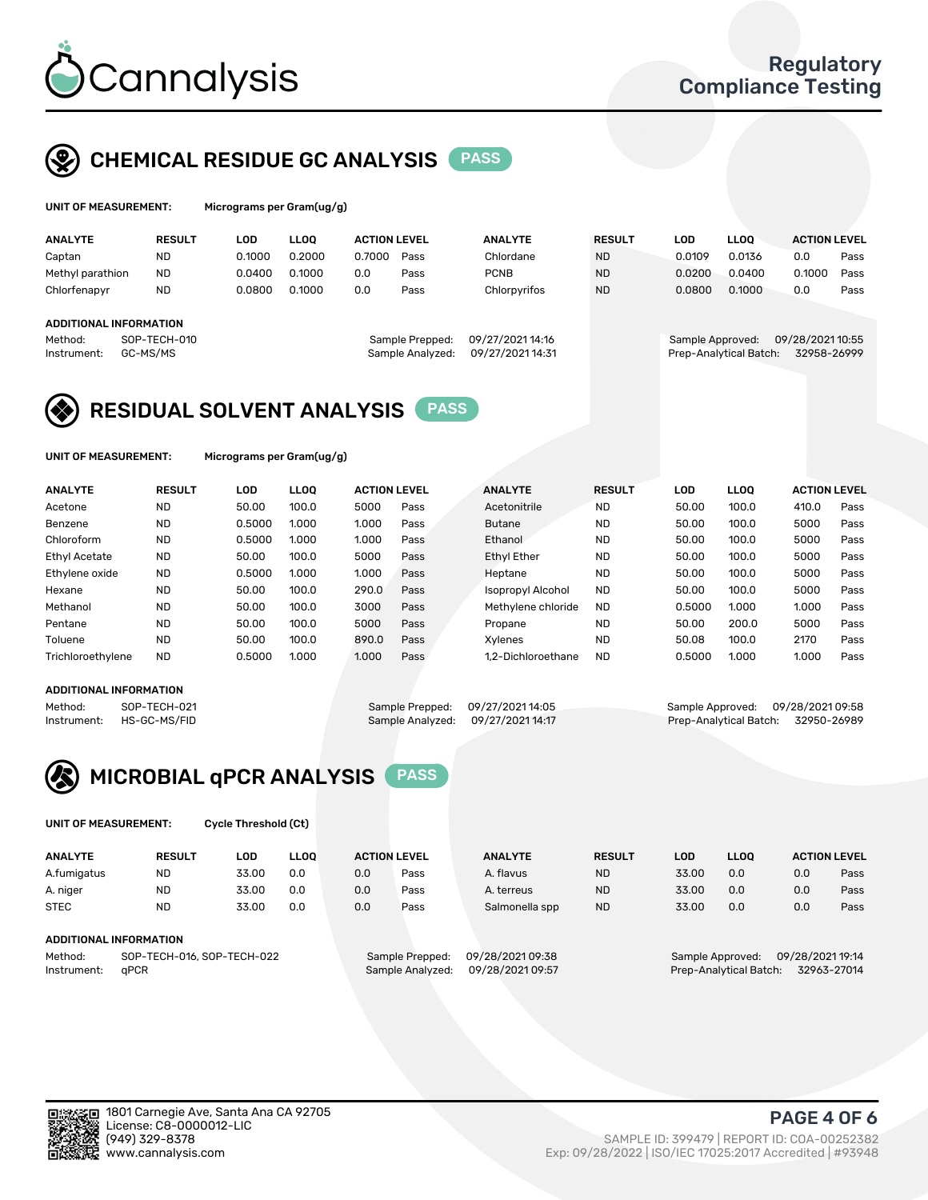## CHEMICAL RESIDUE GC ANALYSIS PASS

**UNIT OF MEASUREMENT:** Micrograms per Gram(ug/g)

| ANALYTE | RESULT | LOD | LLOQ | ACTION LEVEL | | ANALYTE | RESULT | LOD | LLOQ | ACTION LEVEL | |
|---|---|---|---|---|---|---|---|---|---|---|---|
| Captan | ND | 0.1000 | 0.2000 | 0.7000 | Pass | Chlordane | ND | 0.0109 | 0.0136 | 0.0 | Pass |
| Methyl parathion | ND | 0.0400 | 0.1000 | 0.0 | Pass | PCNB | ND | 0.0200 | 0.0400 | 0.1000 | Pass |
| Chlorfenapyr | ND | 0.0800 | 0.1000 | 0.0 | Pass | Chlorpyrifos | ND | 0.0800 | 0.1000 | 0.0 | Pass |

**ADDITIONAL INFORMATION**

Method: SOP-TECH-010
Instrument: GC-MS/MS
Sample Prepped: 09/27/2021 14:16
Sample Analyzed: 09/27/2021 14:31
Sample Approved: 09/28/2021 10:55
Prep-Analytical Batch: 32958-26999

## RESIDUAL SOLVENT ANALYSIS PASS

**UNIT OF MEASUREMENT:** Micrograms per Gram(ug/g)

| ANALYTE | RESULT | LOD | LLOQ | ACTION LEVEL | | ANALYTE | RESULT | LOD | LLOQ | ACTION LEVEL | |
|---|---|---|---|---|---|---|---|---|---|---|---|
| Acetone | ND | 50.00 | 100.0 | 5000 | Pass | Acetonitrile | ND | 50.00 | 100.0 | 410.0 | Pass |
| Benzene | ND | 0.5000 | 1.000 | 1.000 | Pass | Butane | ND | 50.00 | 100.0 | 5000 | Pass |
| Chloroform | ND | 0.5000 | 1.000 | 1.000 | Pass | Ethanol | ND | 50.00 | 100.0 | 5000 | Pass |
| Ethyl Acetate | ND | 50.00 | 100.0 | 5000 | Pass | Ethyl Ether | ND | 50.00 | 100.0 | 5000 | Pass |
| Ethylene oxide | ND | 0.5000 | 1.000 | 1.000 | Pass | Heptane | ND | 50.00 | 100.0 | 5000 | Pass |
| Hexane | ND | 50.00 | 100.0 | 290.0 | Pass | Isopropyl Alcohol | ND | 50.00 | 100.0 | 5000 | Pass |
| Methanol | ND | 50.00 | 100.0 | 3000 | Pass | Methylene chloride | ND | 0.5000 | 1.000 | 1.000 | Pass |
| Pentane | ND | 50.00 | 100.0 | 5000 | Pass | Propane | ND | 50.00 | 200.0 | 5000 | Pass |
| Toluene | ND | 50.00 | 100.0 | 890.0 | Pass | Xylenes | ND | 50.08 | 100.0 | 2170 | Pass |
| Trichloroethylene | ND | 0.5000 | 1.000 | 1.000 | Pass | 1,2-Dichloroethane | ND | 0.5000 | 1.000 | 1.000 | Pass |

**ADDITIONAL INFORMATION**

Method: SOP-TECH-021
Instrument: HS-GC-MS/FID
Sample Prepped: 09/27/2021 14:05
Sample Analyzed: 09/27/2021 14:17
Sample Approved: 09/28/2021 09:58
Prep-Analytical Batch: 32950-26989

## MICROBIAL qPCR ANALYSIS PASS

**UNIT OF MEASUREMENT:** Cycle Threshold (Ct)

| ANALYTE | RESULT | LOD | LLOQ | ACTION LEVEL | | ANALYTE | RESULT | LOD | LLOQ | ACTION LEVEL | |
|---|---|---|---|---|---|---|---|---|---|---|---|
| A.fumigatus | ND | 33.00 | 0.0 | 0.0 | Pass | A. flavus | ND | 33.00 | 0.0 | 0.0 | Pass |
| A. niger | ND | 33.00 | 0.0 | 0.0 | Pass | A. terreus | ND | 33.00 | 0.0 | 0.0 | Pass |
| STEC | ND | 33.00 | 0.0 | 0.0 | Pass | Salmonella spp | ND | 33.00 | 0.0 | 0.0 | Pass |

**ADDITIONAL INFORMATION**

Method: SOP-TECH-016, SOP-TECH-022
Instrument: qPCR
Sample Prepped: 09/28/2021 09:38
Sample Analyzed: 09/28/2021 09:57
Sample Approved: 09/28/2021 19:14
Prep-Analytical Batch: 32963-27014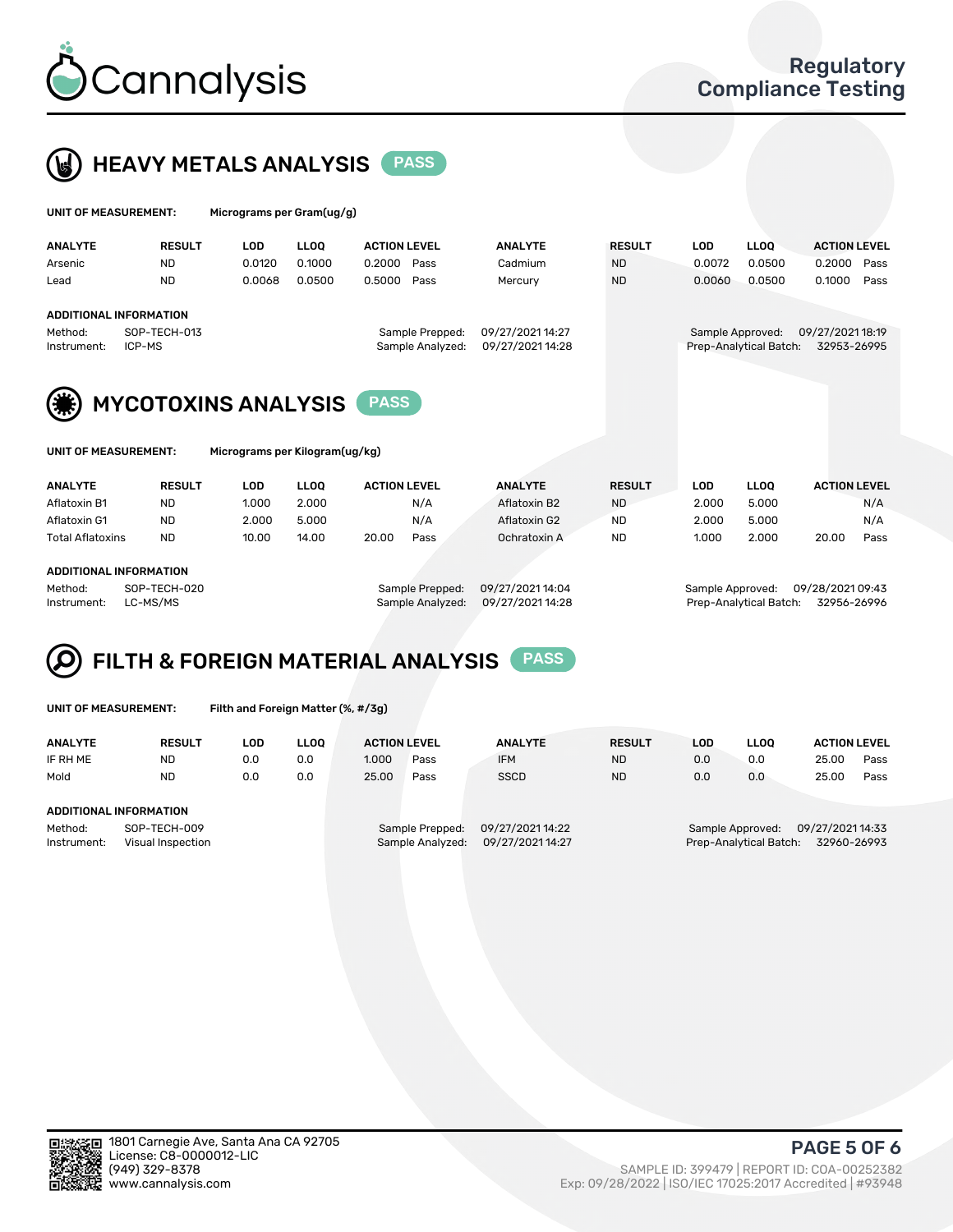# Cannalysis

Regulatory Compliance Testing

## HEAVY METALS ANALYSIS PASS

**UNIT OF MEASUREMENT:** Micrograms per Gram(ug/g)

| ANALYTE | RESULT | LOD | LLOQ | ACTION LEVEL | | ANALYTE | RESULT | LOD | LLOQ | ACTION LEVEL | |
|---|---|---|---|---|---|---|---|---|---|---|---|
| Arsenic | ND | 0.0120 | 0.1000 | 0.2000 | Pass | Cadmium | ND | 0.0072 | 0.0500 | 0.2000 | Pass |
| Lead | ND | 0.0068 | 0.0500 | 0.5000 | Pass | Mercury | ND | 0.0060 | 0.0500 | 0.1000 | Pass |

**ADDITIONAL INFORMATION**

Method: SOP-TECH-013
Instrument: ICP-MS
Sample Prepped: 09/27/2021 14:27
Sample Analyzed: 09/27/2021 14:28
Sample Approved: 09/27/2021 18:19
Prep-Analytical Batch: 32953-26995

## MYCOTOXINS ANALYSIS PASS

**UNIT OF MEASUREMENT:** Micrograms per Kilogram(ug/kg)

| ANALYTE | RESULT | LOD | LLOQ | ACTION LEVEL | | ANALYTE | RESULT | LOD | LLOQ | ACTION LEVEL | |
|---|---|---|---|---|---|---|---|---|---|---|---|
| Aflatoxin B1 | ND | 1.000 | 2.000 | | N/A | Aflatoxin B2 | ND | 2.000 | 5.000 | | N/A |
| Aflatoxin G1 | ND | 2.000 | 5.000 | | N/A | Aflatoxin G2 | ND | 2.000 | 5.000 | | N/A |
| Total Aflatoxins | ND | 10.00 | 14.00 | 20.00 | Pass | Ochratoxin A | ND | 1.000 | 2.000 | 20.00 | Pass |

**ADDITIONAL INFORMATION**

Method: SOP-TECH-020
Instrument: LC-MS/MS
Sample Prepped: 09/27/2021 14:04
Sample Analyzed: 09/27/2021 14:28
Sample Approved: 09/28/2021 09:43
Prep-Analytical Batch: 32956-26996

## FILTH & FOREIGN MATERIAL ANALYSIS PASS

**UNIT OF MEASUREMENT:** Filth and Foreign Matter (%, #/3g)

| ANALYTE | RESULT | LOD | LLOQ | ACTION LEVEL | | ANALYTE | RESULT | LOD | LLOQ | ACTION LEVEL | |
|---|---|---|---|---|---|---|---|---|---|---|---|
| IF RH ME | ND | 0.0 | 0.0 | 1.000 | Pass | IFM | ND | 0.0 | 0.0 | 25.00 | Pass |
| Mold | ND | 0.0 | 0.0 | 25.00 | Pass | SSCD | ND | 0.0 | 0.0 | 25.00 | Pass |

**ADDITIONAL INFORMATION**

Method: SOP-TECH-009
Instrument: Visual Inspection
Sample Prepped: 09/27/2021 14:22
Sample Analyzed: 09/27/2021 14:27
Sample Approved: 09/27/2021 14:33
Prep-Analytical Batch: 32960-26993

1801 Carnegie Ave, Santa Ana CA 92705
License: C8-0000012-LIC
(949) 329-8378
www.cannalysis.com

SAMPLE ID: 399479 | REPORT ID: COA-00252382
Exp: 09/28/2022 | ISO/IEC 17025:2017 Accredited | #93948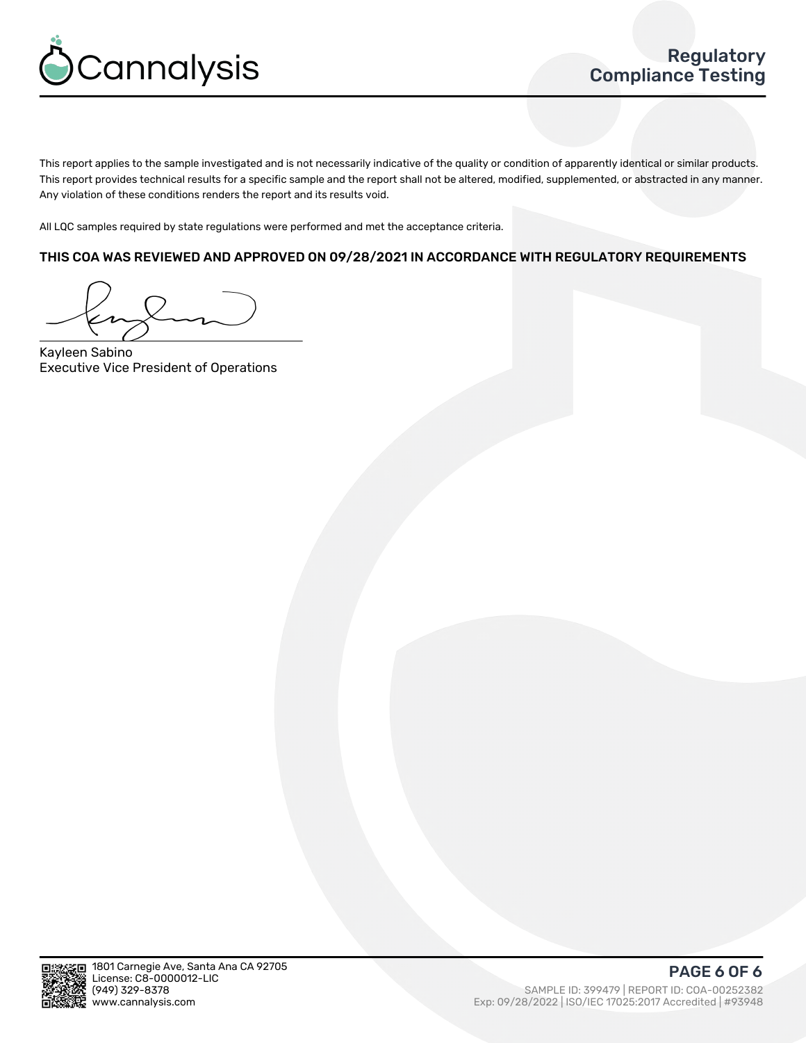This report applies to the sample investigated and is not necessarily indicative of the quality or condition of apparently identical or similar products. This report provides technical results for a specific sample and the report shall not be altered, modified, supplemented, or abstracted in any manner. Any violation of these conditions renders the report and its results void.

All LQC samples required by state regulations were performed and met the acceptance criteria.

**THIS COA WAS REVIEWED AND APPROVED ON 09/28/2021 IN ACCORDANCE WITH REGULATORY REQUIREMENTS**

Kayleen Sabino
Executive Vice President of Operations